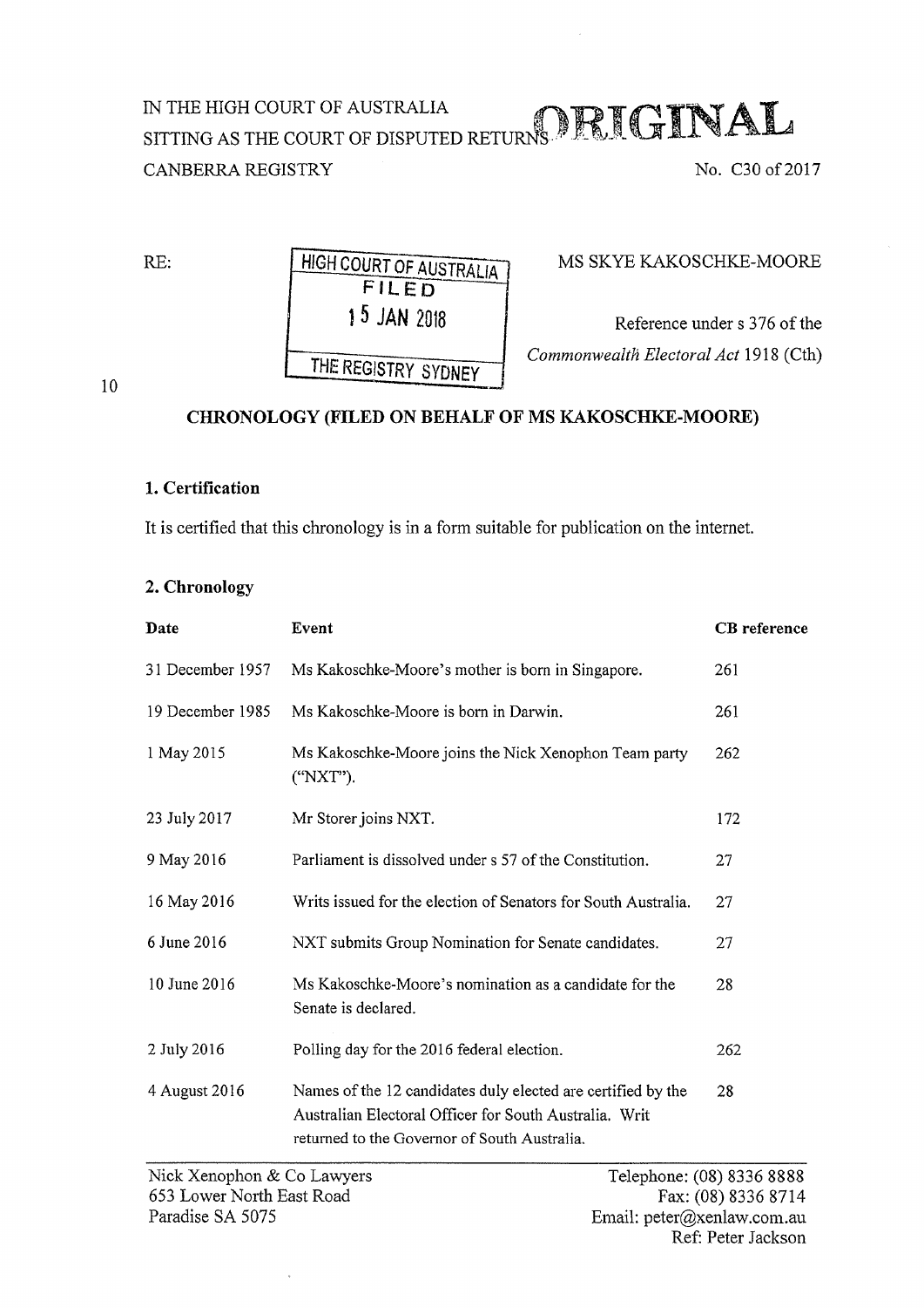IN THE HIGH COURT OF AUSTRALIA
SITTING AS THE COURT OF DISPUTED RETURNS **ORIGINAL**
CANBERRA REGISTRY

No. C30 of 2017

HIGH COURT OF AUSTRALIA
FILED
15 JAN 2018
THE REGISTRY SYDNEY

RE: MS SKYE KAKOSCHKE-MOORE

Reference under s 376 of the *Commonwealth Electoral Act* 1918 (Cth)

## CHRONOLOGY (FILED ON BEHALF OF MS KAKOSCHKE-MOORE)

### 1. Certification

It is certified that this chronology is in a form suitable for publication on the internet.

### 2. Chronology

| Date | Event | CB reference |
|---|---|---|
| 31 December 1957 | Ms Kakoschke-Moore's mother is born in Singapore. | 261 |
| 19 December 1985 | Ms Kakoschke-Moore is born in Darwin. | 261 |
| 1 May 2015 | Ms Kakoschke-Moore joins the Nick Xenophon Team party ("NXT"). | 262 |
| 23 July 2017 | Mr Storer joins NXT. | 172 |
| 9 May 2016 | Parliament is dissolved under s 57 of the Constitution. | 27 |
| 16 May 2016 | Writs issued for the election of Senators for South Australia. | 27 |
| 6 June 2016 | NXT submits Group Nomination for Senate candidates. | 27 |
| 10 June 2016 | Ms Kakoschke-Moore's nomination as a candidate for the Senate is declared. | 28 |
| 2 July 2016 | Polling day for the 2016 federal election. | 262 |
| 4 August 2016 | Names of the 12 candidates duly elected are certified by the Australian Electoral Officer for South Australia. Writ returned to the Governor of South Australia. | 28 |

Nick Xenophon & Co Lawyers
653 Lower North East Road
Paradise SA 5075

Telephone: (08) 8336 8888
Fax: (08) 8336 8714
Email: peter@xenlaw.com.au
Ref: Peter Jackson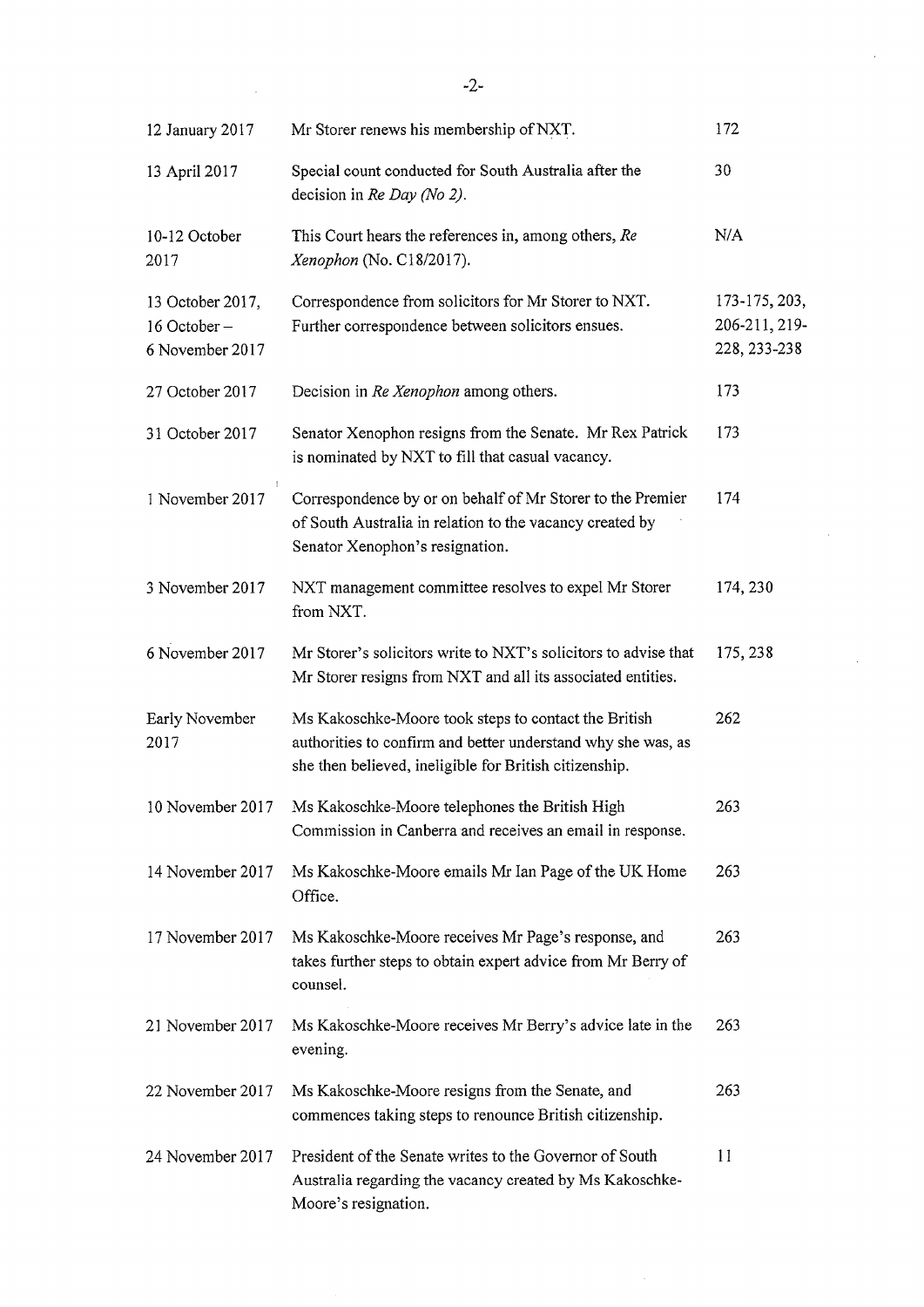| | | |
|---|---|---|
| 12 January 2017 | Mr Storer renews his membership of NXT. | 172 |
| 13 April 2017 | Special count conducted for South Australia after the decision in *Re Day (No 2)*. | 30 |
| 10-12 October 2017 | This Court hears the references in, among others, *Re Xenophon* (No. C18/2017). | N/A |
| 13 October 2017, 16 October – 6 November 2017 | Correspondence from solicitors for Mr Storer to NXT. Further correspondence between solicitors ensues. | 173-175, 203, 206-211, 219-228, 233-238 |
| 27 October 2017 | Decision in *Re Xenophon* among others. | 173 |
| 31 October 2017 | Senator Xenophon resigns from the Senate. Mr Rex Patrick is nominated by NXT to fill that casual vacancy. | 173 |
| 1 November 2017 | Correspondence by or on behalf of Mr Storer to the Premier of South Australia in relation to the vacancy created by Senator Xenophon's resignation. | 174 |
| 3 November 2017 | NXT management committee resolves to expel Mr Storer from NXT. | 174, 230 |
| 6 November 2017 | Mr Storer's solicitors write to NXT's solicitors to advise that Mr Storer resigns from NXT and all its associated entities. | 175, 238 |
| Early November 2017 | Ms Kakoschke-Moore took steps to contact the British authorities to confirm and better understand why she was, as she then believed, ineligible for British citizenship. | 262 |
| 10 November 2017 | Ms Kakoschke-Moore telephones the British High Commission in Canberra and receives an email in response. | 263 |
| 14 November 2017 | Ms Kakoschke-Moore emails Mr Ian Page of the UK Home Office. | 263 |
| 17 November 2017 | Ms Kakoschke-Moore receives Mr Page's response, and takes further steps to obtain expert advice from Mr Berry of counsel. | 263 |
| 21 November 2017 | Ms Kakoschke-Moore receives Mr Berry's advice late in the evening. | 263 |
| 22 November 2017 | Ms Kakoschke-Moore resigns from the Senate, and commences taking steps to renounce British citizenship. | 263 |
| 24 November 2017 | President of the Senate writes to the Governor of South Australia regarding the vacancy created by Ms Kakoschke-Moore's resignation. | 11 |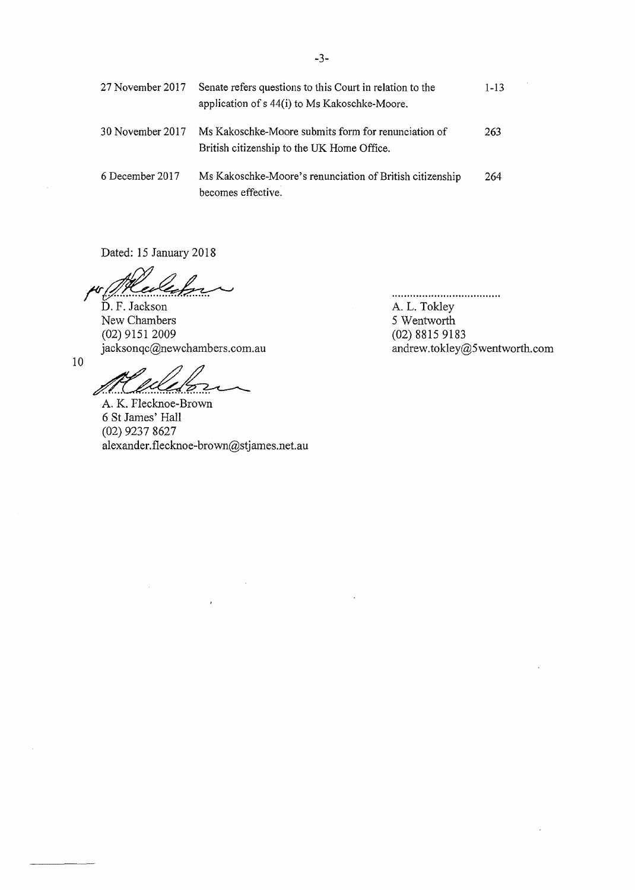| | | |
|---|---|---|
| 27 November 2017 | Senate refers questions to this Court in relation to the application of s 44(i) to Ms Kakoschke-Moore. | 1-13 |
| 30 November 2017 | Ms Kakoschke-Moore submits form for renunciation of British citizenship to the UK Home Office. | 263 |
| 6 December 2017 | Ms Kakoschke-Moore's renunciation of British citizenship becomes effective. | 264 |

Dated: 15 January 2018

D. F. Jackson
New Chambers
(02) 9151 2009
jacksonqc@newchambers.com.au

A. L. Tokley
5 Wentworth
(02) 8815 9183
andrew.tokley@5wentworth.com

A. K. Flecknoe-Brown
6 St James' Hall
(02) 9237 8627
alexander.flecknoe-brown@stjames.net.au